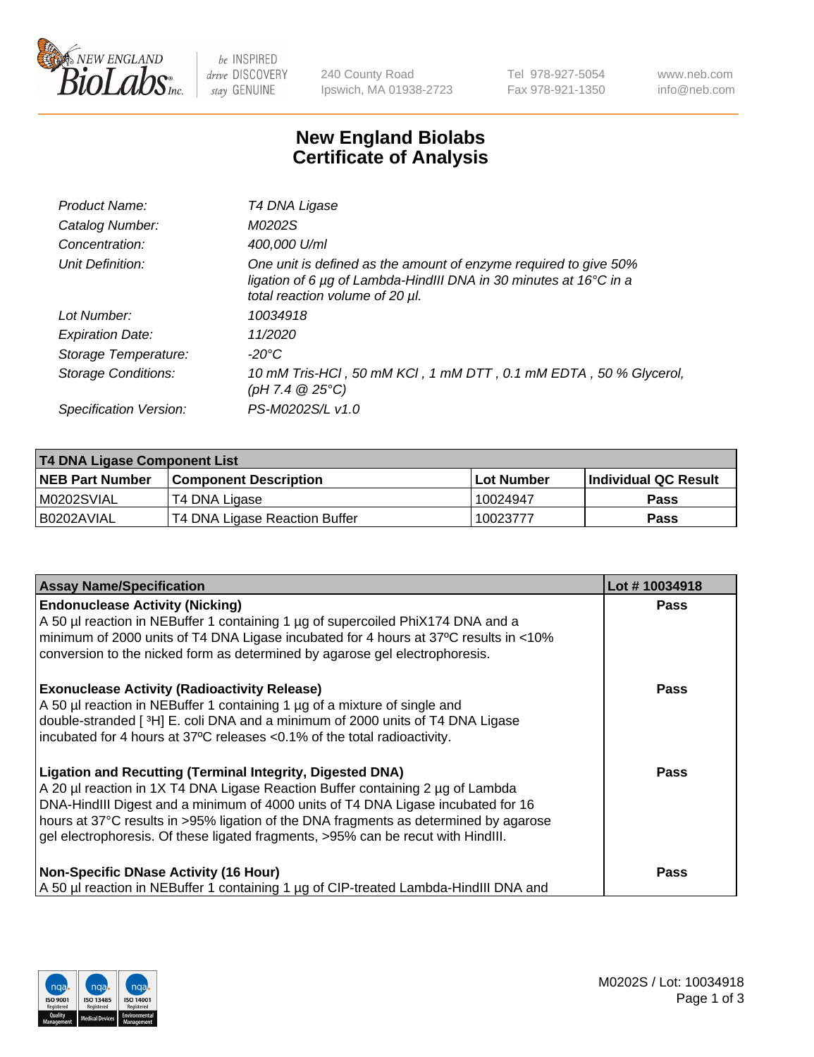# New England Biolabs Certificate of Analysis

| | |
|---|---|
| Product Name: | *T4 DNA Ligase* |
| Catalog Number: | *M0202S* |
| Concentration: | *400,000 U/ml* |
| Unit Definition: | *One unit is defined as the amount of enzyme required to give 50% ligation of 6 µg of Lambda-HindIII DNA in 30 minutes at 16°C in a total reaction volume of 20 µl.* |
| Lot Number: | *10034918* |
| Expiration Date: | *11/2020* |
| Storage Temperature: | *-20°C* |
| Storage Conditions: | *10 mM Tris-HCl , 50 mM KCl , 1 mM DTT , 0.1 mM EDTA , 50 % Glycerol, (pH 7.4 @ 25°C)* |
| Specification Version: | *PS-M0202S/L v1.0* |

| T4 DNA Ligase Component List | | | |
|---|---|---|---|
| **NEB Part Number** | **Component Description** | **Lot Number** | **Individual QC Result** |
| M0202SVIAL | T4 DNA Ligase | 10024947 | Pass |
| B0202AVIAL | T4 DNA Ligase Reaction Buffer | 10023777 | Pass |

| Assay Name/Specification | Lot # 10034918 |
|---|---|
| **Endonuclease Activity (Nicking)**<br>A 50 µl reaction in NEBuffer 1 containing 1 µg of supercoiled PhiX174 DNA and a minimum of 2000 units of T4 DNA Ligase incubated for 4 hours at 37ºC results in <10% conversion to the nicked form as determined by agarose gel electrophoresis. | Pass |
| **Exonuclease Activity (Radioactivity Release)**<br>A 50 µl reaction in NEBuffer 1 containing 1 µg of a mixture of single and double-stranded [ $^{3}$H] E. coli DNA and a minimum of 2000 units of T4 DNA Ligase incubated for 4 hours at 37ºC releases <0.1% of the total radioactivity. | Pass |
| **Ligation and Recutting (Terminal Integrity, Digested DNA)**<br>A 20 µl reaction in 1X T4 DNA Ligase Reaction Buffer containing 2 µg of Lambda DNA-HindIII Digest and a minimum of 4000 units of T4 DNA Ligase incubated for 16 hours at 37°C results in >95% ligation of the DNA fragments as determined by agarose gel electrophoresis. Of these ligated fragments, >95% can be recut with HindIII. | Pass |
| **Non-Specific DNase Activity (16 Hour)**<br>A 50 µl reaction in NEBuffer 1 containing 1 µg of CIP-treated Lambda-HindIII DNA and | Pass |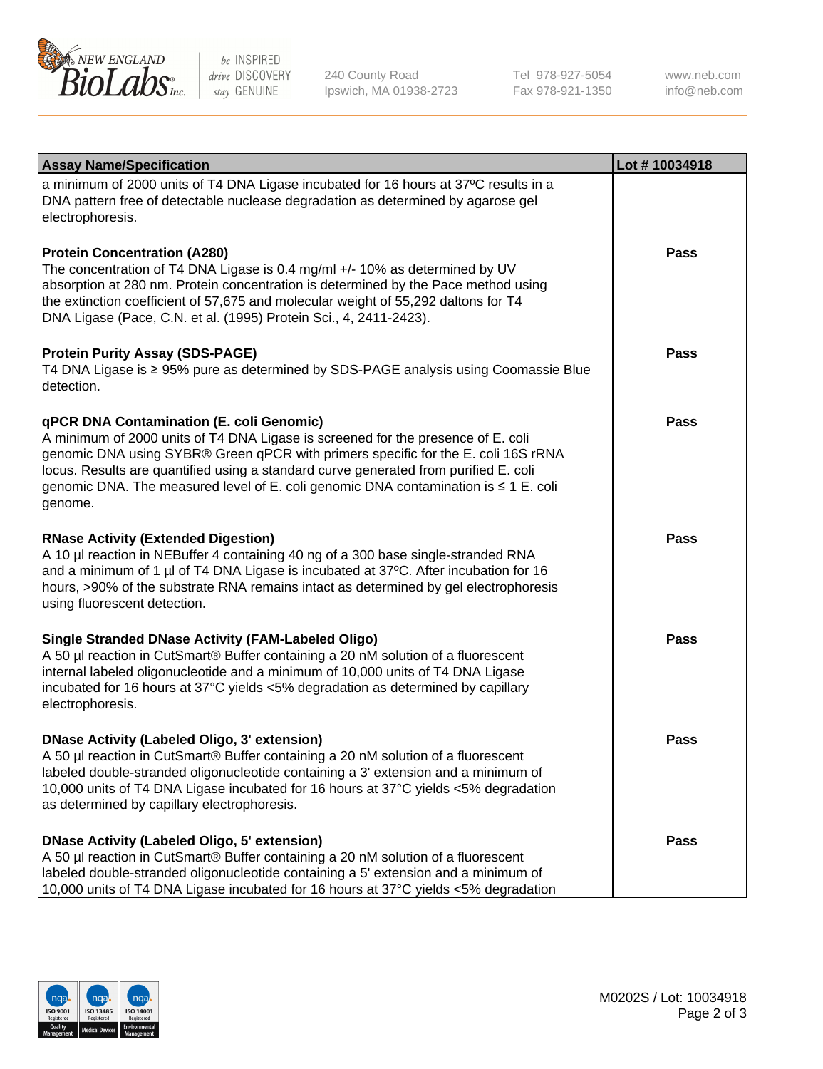| Assay Name/Specification | Lot # 10034918 |
|---|---|
| a minimum of 2000 units of T4 DNA Ligase incubated for 16 hours at 37ºC results in a DNA pattern free of detectable nuclease degradation as determined by agarose gel electrophoresis. | |
| **Protein Concentration (A280)**<br>The concentration of T4 DNA Ligase is 0.4 mg/ml +/- 10% as determined by UV absorption at 280 nm. Protein concentration is determined by the Pace method using the extinction coefficient of 57,675 and molecular weight of 55,292 daltons for T4 DNA Ligase (Pace, C.N. et al. (1995) Protein Sci., 4, 2411-2423). | **Pass** |
| **Protein Purity Assay (SDS-PAGE)**<br>T4 DNA Ligase is ≥ 95% pure as determined by SDS-PAGE analysis using Coomassie Blue detection. | **Pass** |
| **qPCR DNA Contamination (E. coli Genomic)**<br>A minimum of 2000 units of T4 DNA Ligase is screened for the presence of E. coli genomic DNA using SYBR® Green qPCR with primers specific for the E. coli 16S rRNA locus. Results are quantified using a standard curve generated from purified E. coli genomic DNA. The measured level of E. coli genomic DNA contamination is ≤ 1 E. coli genome. | **Pass** |
| **RNase Activity (Extended Digestion)**<br>A 10 µl reaction in NEBuffer 4 containing 40 ng of a 300 base single-stranded RNA and a minimum of 1 µl of T4 DNA Ligase is incubated at 37ºC. After incubation for 16 hours, >90% of the substrate RNA remains intact as determined by gel electrophoresis using fluorescent detection. | **Pass** |
| **Single Stranded DNase Activity (FAM-Labeled Oligo)**<br>A 50 µl reaction in CutSmart® Buffer containing a 20 nM solution of a fluorescent internal labeled oligonucleotide and a minimum of 10,000 units of T4 DNA Ligase incubated for 16 hours at 37°C yields <5% degradation as determined by capillary electrophoresis. | **Pass** |
| **DNase Activity (Labeled Oligo, 3' extension)**<br>A 50 µl reaction in CutSmart® Buffer containing a 20 nM solution of a fluorescent labeled double-stranded oligonucleotide containing a 3' extension and a minimum of 10,000 units of T4 DNA Ligase incubated for 16 hours at 37°C yields <5% degradation as determined by capillary electrophoresis. | **Pass** |
| **DNase Activity (Labeled Oligo, 5' extension)**<br>A 50 µl reaction in CutSmart® Buffer containing a 20 nM solution of a fluorescent labeled double-stranded oligonucleotide containing a 5' extension and a minimum of 10,000 units of T4 DNA Ligase incubated for 16 hours at 37°C yields <5% degradation | **Pass** |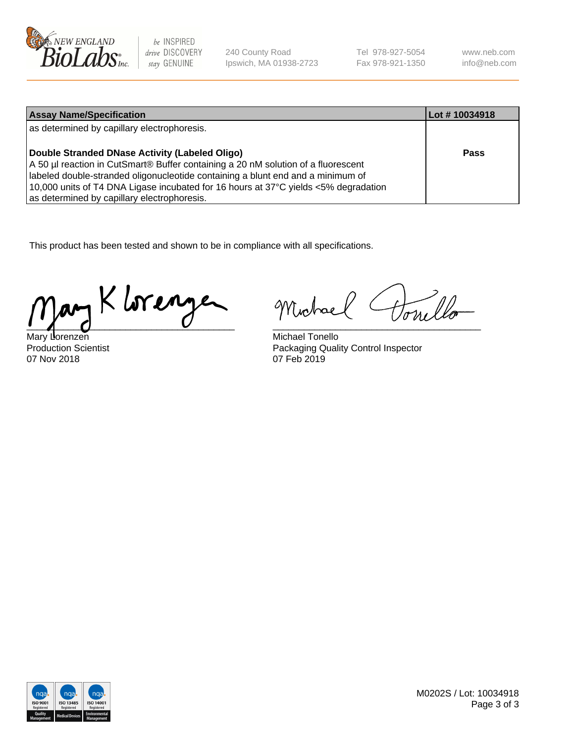| Assay Name/Specification | Lot # 10034918 |
| --- | --- |
| as determined by capillary electrophoresis. | |
| **Double Stranded DNase Activity (Labeled Oligo)**<br>A 50 µl reaction in CutSmart® Buffer containing a 20 nM solution of a fluorescent labeled double-stranded oligonucleotide containing a blunt end and a minimum of 10,000 units of T4 DNA Ligase incubated for 16 hours at 37°C yields <5% degradation as determined by capillary electrophoresis. | **Pass** |

This product has been tested and shown to be in compliance with all specifications.

Mary Lorenzen
Production Scientist
07 Nov 2018

Michael Tonello
Packaging Quality Control Inspector
07 Feb 2019

M0202S / Lot: 10034918